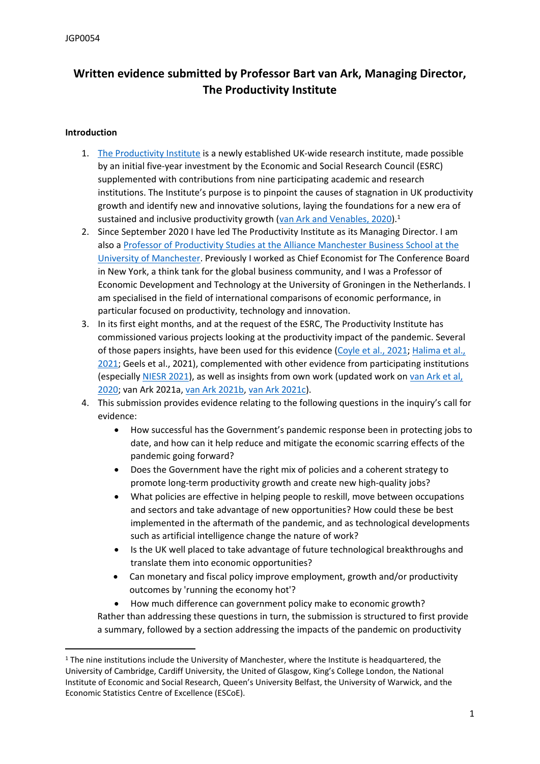JGP0054

# Written evidence submitted by Professor Bart van Ark, Managing Director, The Productivity Institute

## Introduction

1. The Productivity Institute is a newly established UK-wide research institute, made possible by an initial five-year investment by the Economic and Social Research Council (ESRC) supplemented with contributions from nine participating academic and research institutions. The Institute's purpose is to pinpoint the causes of stagnation in UK productivity growth and identify new and innovative solutions, laying the foundations for a new era of sustained and inclusive productivity growth (van Ark and Venables, 2020).[1]
2. Since September 2020 I have led The Productivity Institute as its Managing Director. I am also a Professor of Productivity Studies at the Alliance Manchester Business School at the University of Manchester. Previously I worked as Chief Economist for The Conference Board in New York, a think tank for the global business community, and I was a Professor of Economic Development and Technology at the University of Groningen in the Netherlands. I am specialised in the field of international comparisons of economic performance, in particular focused on productivity, technology and innovation.
3. In its first eight months, and at the request of the ESRC, The Productivity Institute has commissioned various projects looking at the productivity impact of the pandemic. Several of those papers insights, have been used for this evidence (Coyle et al., 2021; Halima et al., 2021; Geels et al., 2021), complemented with other evidence from participating institutions (especially NIESR 2021), as well as insights from own work (updated work on van Ark et al, 2020; van Ark 2021a, van Ark 2021b, van Ark 2021c).
4. This submission provides evidence relating to the following questions in the inquiry's call for evidence:
   - How successful has the Government's pandemic response been in protecting jobs to date, and how can it help reduce and mitigate the economic scarring effects of the pandemic going forward?
   - Does the Government have the right mix of policies and a coherent strategy to promote long-term productivity growth and create new high-quality jobs?
   - What policies are effective in helping people to reskill, move between occupations and sectors and take advantage of new opportunities? How could these be best implemented in the aftermath of the pandemic, and as technological developments such as artificial intelligence change the nature of work?
   - Is the UK well placed to take advantage of future technological breakthroughs and translate them into economic opportunities?
   - Can monetary and fiscal policy improve employment, growth and/or productivity outcomes by 'running the economy hot'?
   - How much difference can government policy make to economic growth?

   Rather than addressing these questions in turn, the submission is structured to first provide a summary, followed by a section addressing the impacts of the pandemic on productivity

---

[1] The nine institutions include the University of Manchester, where the Institute is headquartered, the University of Cambridge, Cardiff University, the United of Glasgow, King's College London, the National Institute of Economic and Social Research, Queen's University Belfast, the University of Warwick, and the Economic Statistics Centre of Excellence (ESCoE).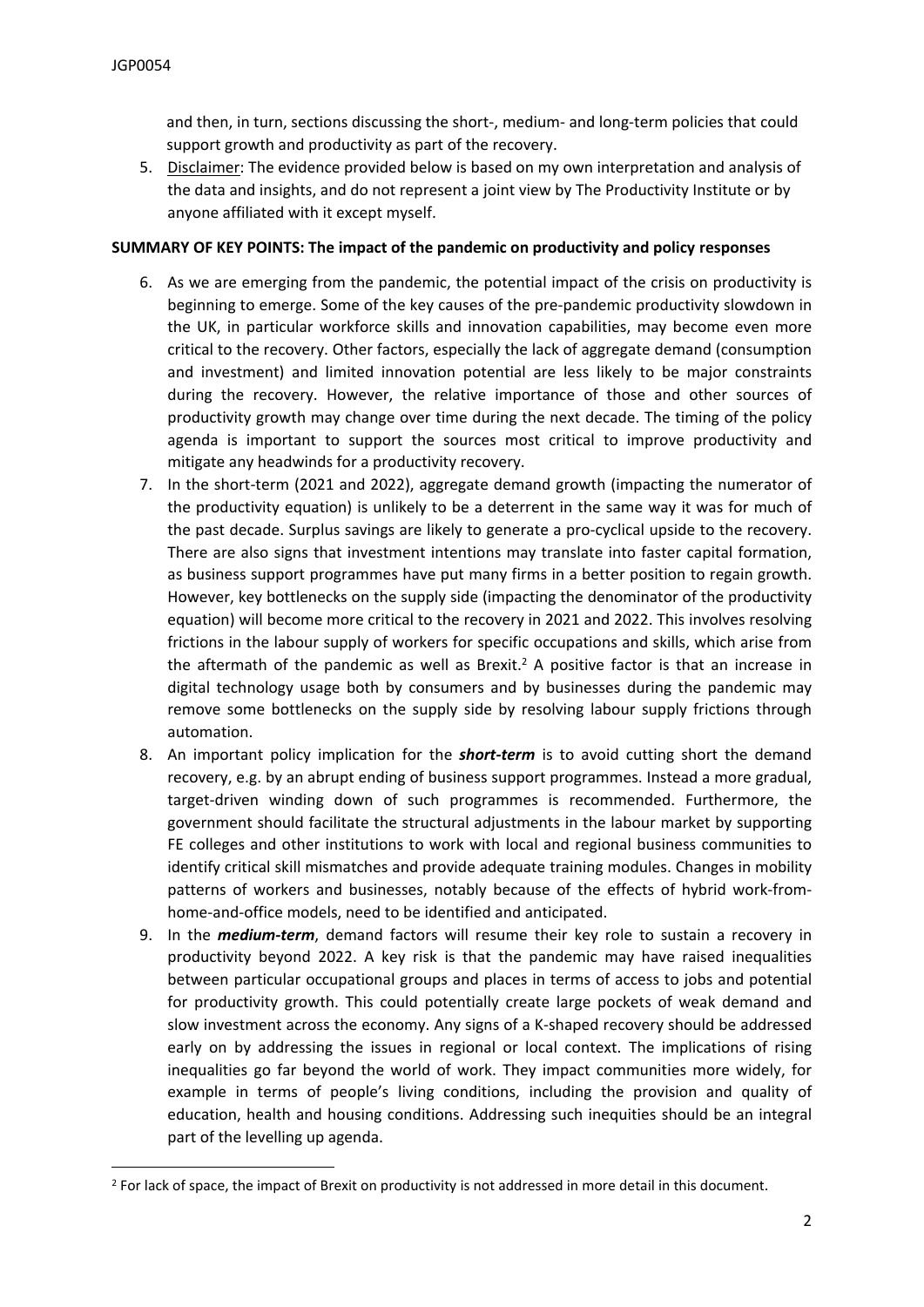and then, in turn, sections discussing the short-, medium- and long-term policies that could support growth and productivity as part of the recovery.

5. Disclaimer: The evidence provided below is based on my own interpretation and analysis of the data and insights, and do not represent a joint view by The Productivity Institute or by anyone affiliated with it except myself.

**SUMMARY OF KEY POINTS: The impact of the pandemic on productivity and policy responses**

6. As we are emerging from the pandemic, the potential impact of the crisis on productivity is beginning to emerge. Some of the key causes of the pre-pandemic productivity slowdown in the UK, in particular workforce skills and innovation capabilities, may become even more critical to the recovery. Other factors, especially the lack of aggregate demand (consumption and investment) and limited innovation potential are less likely to be major constraints during the recovery. However, the relative importance of those and other sources of productivity growth may change over time during the next decade. The timing of the policy agenda is important to support the sources most critical to improve productivity and mitigate any headwinds for a productivity recovery.

7. In the short-term (2021 and 2022), aggregate demand growth (impacting the numerator of the productivity equation) is unlikely to be a deterrent in the same way it was for much of the past decade. Surplus savings are likely to generate a pro-cyclical upside to the recovery. There are also signs that investment intentions may translate into faster capital formation, as business support programmes have put many firms in a better position to regain growth. However, key bottlenecks on the supply side (impacting the denominator of the productivity equation) will become more critical to the recovery in 2021 and 2022. This involves resolving frictions in the labour supply of workers for specific occupations and skills, which arise from the aftermath of the pandemic as well as Brexit.[2] A positive factor is that an increase in digital technology usage both by consumers and by businesses during the pandemic may remove some bottlenecks on the supply side by resolving labour supply frictions through automation.

8. An important policy implication for the ***short-term*** is to avoid cutting short the demand recovery, e.g. by an abrupt ending of business support programmes. Instead a more gradual, target-driven winding down of such programmes is recommended. Furthermore, the government should facilitate the structural adjustments in the labour market by supporting FE colleges and other institutions to work with local and regional business communities to identify critical skill mismatches and provide adequate training modules. Changes in mobility patterns of workers and businesses, notably because of the effects of hybrid work-from-home-and-office models, need to be identified and anticipated.

9. In the ***medium-term***, demand factors will resume their key role to sustain a recovery in productivity beyond 2022. A key risk is that the pandemic may have raised inequalities between particular occupational groups and places in terms of access to jobs and potential for productivity growth. This could potentially create large pockets of weak demand and slow investment across the economy. Any signs of a K-shaped recovery should be addressed early on by addressing the issues in regional or local context. The implications of rising inequalities go far beyond the world of work. They impact communities more widely, for example in terms of people's living conditions, including the provision and quality of education, health and housing conditions. Addressing such inequities should be an integral part of the levelling up agenda.

---

[2] For lack of space, the impact of Brexit on productivity is not addressed in more detail in this document.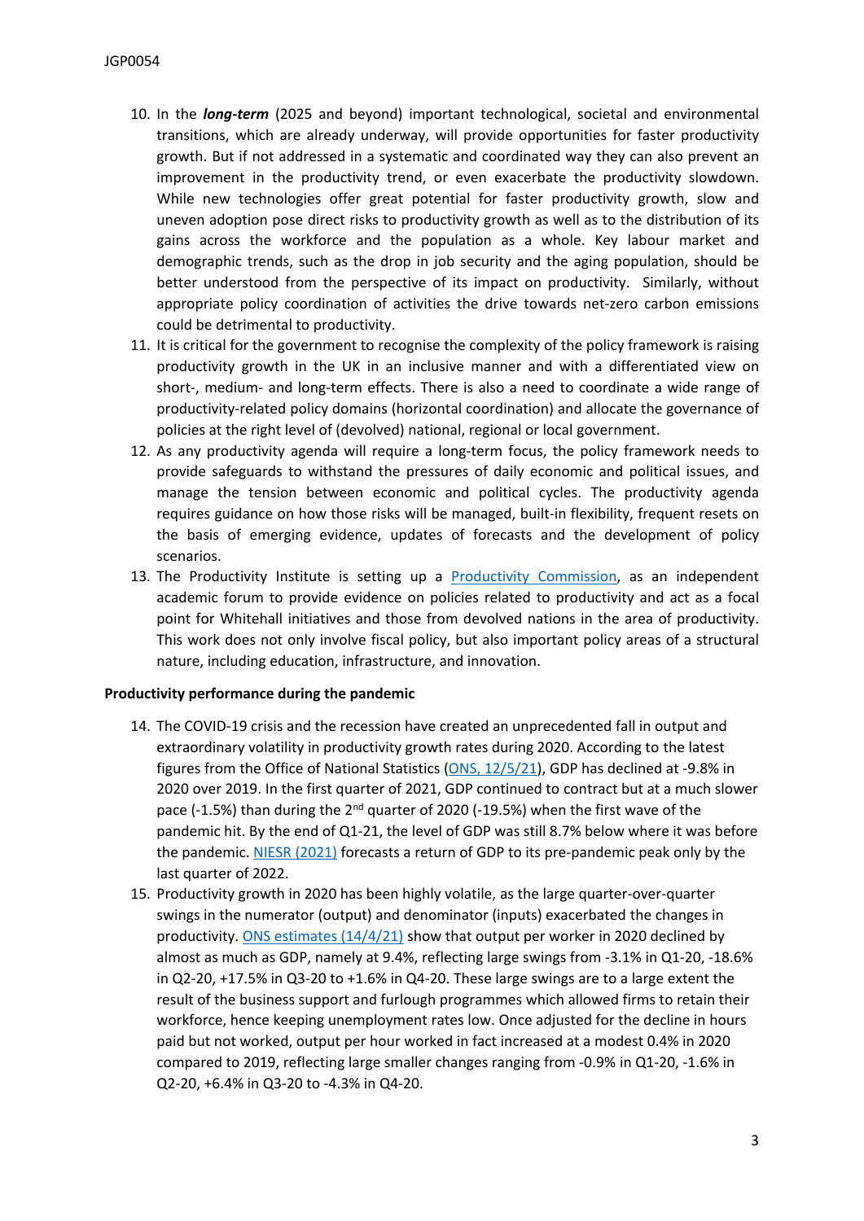10. In the ***long-term*** (2025 and beyond) important technological, societal and environmental transitions, which are already underway, will provide opportunities for faster productivity growth. But if not addressed in a systematic and coordinated way they can also prevent an improvement in the productivity trend, or even exacerbate the productivity slowdown. While new technologies offer great potential for faster productivity growth, slow and uneven adoption pose direct risks to productivity growth as well as to the distribution of its gains across the workforce and the population as a whole. Key labour market and demographic trends, such as the drop in job security and the aging population, should be better understood from the perspective of its impact on productivity. Similarly, without appropriate policy coordination of activities the drive towards net-zero carbon emissions could be detrimental to productivity.
11. It is critical for the government to recognise the complexity of the policy framework is raising productivity growth in the UK in an inclusive manner and with a differentiated view on short-, medium- and long-term effects. There is also a need to coordinate a wide range of productivity-related policy domains (horizontal coordination) and allocate the governance of policies at the right level of (devolved) national, regional or local government.
12. As any productivity agenda will require a long-term focus, the policy framework needs to provide safeguards to withstand the pressures of daily economic and political issues, and manage the tension between economic and political cycles. The productivity agenda requires guidance on how those risks will be managed, built-in flexibility, frequent resets on the basis of emerging evidence, updates of forecasts and the development of policy scenarios.
13. The Productivity Institute is setting up a Productivity Commission, as an independent academic forum to provide evidence on policies related to productivity and act as a focal point for Whitehall initiatives and those from devolved nations in the area of productivity. This work does not only involve fiscal policy, but also important policy areas of a structural nature, including education, infrastructure, and innovation.

**Productivity performance during the pandemic**

14. The COVID-19 crisis and the recession have created an unprecedented fall in output and extraordinary volatility in productivity growth rates during 2020. According to the latest figures from the Office of National Statistics (ONS, 12/5/21), GDP has declined at -9.8% in 2020 over 2019. In the first quarter of 2021, GDP continued to contract but at a much slower pace (-1.5%) than during the 2nd quarter of 2020 (-19.5%) when the first wave of the pandemic hit. By the end of Q1-21, the level of GDP was still 8.7% below where it was before the pandemic. NIESR (2021) forecasts a return of GDP to its pre-pandemic peak only by the last quarter of 2022.
15. Productivity growth in 2020 has been highly volatile, as the large quarter-over-quarter swings in the numerator (output) and denominator (inputs) exacerbated the changes in productivity. ONS estimates (14/4/21) show that output per worker in 2020 declined by almost as much as GDP, namely at 9.4%, reflecting large swings from -3.1% in Q1-20, -18.6% in Q2-20, +17.5% in Q3-20 to +1.6% in Q4-20. These large swings are to a large extent the result of the business support and furlough programmes which allowed firms to retain their workforce, hence keeping unemployment rates low. Once adjusted for the decline in hours paid but not worked, output per hour worked in fact increased at a modest 0.4% in 2020 compared to 2019, reflecting large smaller changes ranging from -0.9% in Q1-20, -1.6% in Q2-20, +6.4% in Q3-20 to -4.3% in Q4-20.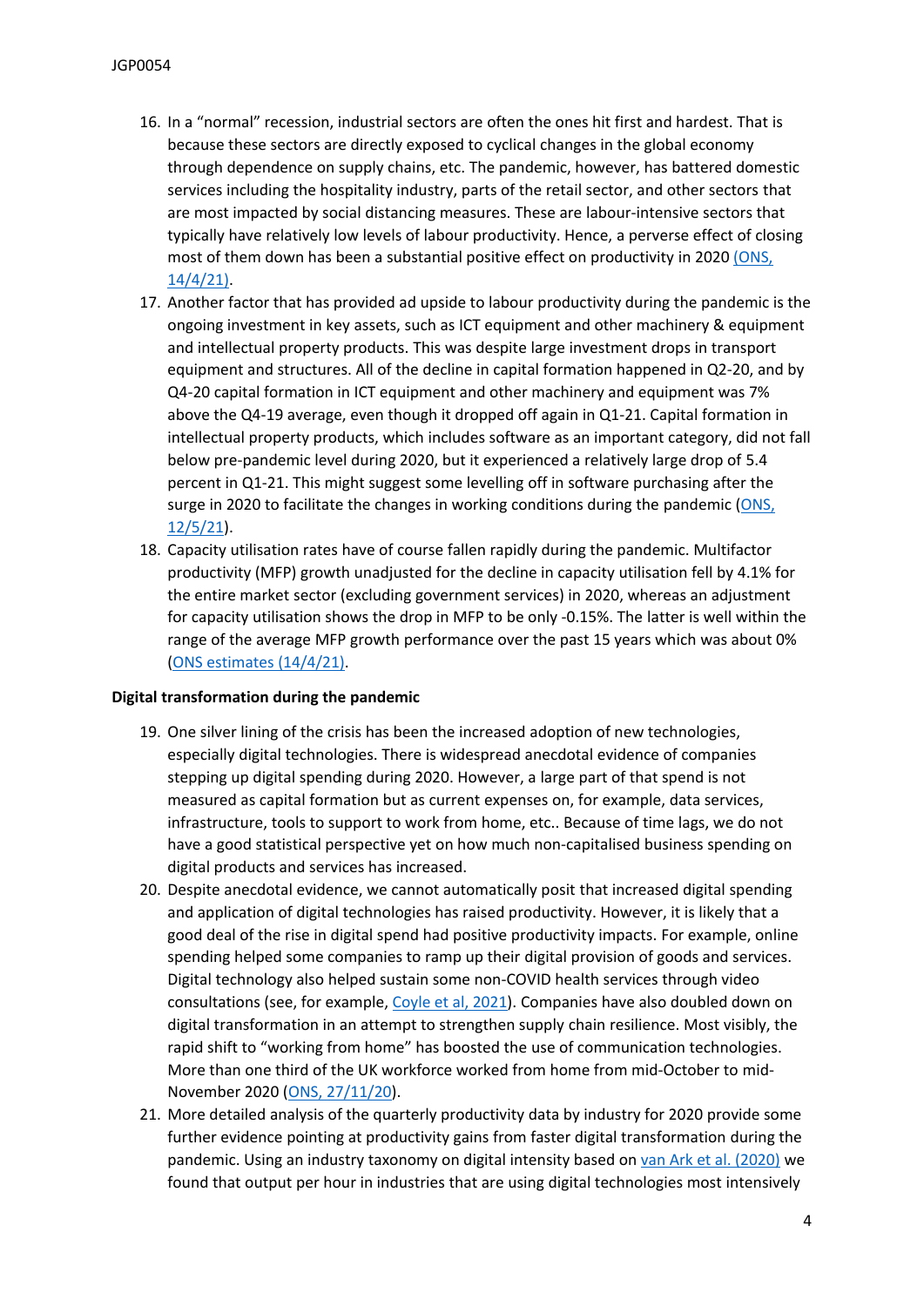16. In a "normal" recession, industrial sectors are often the ones hit first and hardest. That is because these sectors are directly exposed to cyclical changes in the global economy through dependence on supply chains, etc. The pandemic, however, has battered domestic services including the hospitality industry, parts of the retail sector, and other sectors that are most impacted by social distancing measures. These are labour-intensive sectors that typically have relatively low levels of labour productivity. Hence, a perverse effect of closing most of them down has been a substantial positive effect on productivity in 2020 (ONS, 14/4/21).
17. Another factor that has provided ad upside to labour productivity during the pandemic is the ongoing investment in key assets, such as ICT equipment and other machinery & equipment and intellectual property products. This was despite large investment drops in transport equipment and structures. All of the decline in capital formation happened in Q2-20, and by Q4-20 capital formation in ICT equipment and other machinery and equipment was 7% above the Q4-19 average, even though it dropped off again in Q1-21. Capital formation in intellectual property products, which includes software as an important category, did not fall below pre-pandemic level during 2020, but it experienced a relatively large drop of 5.4 percent in Q1-21. This might suggest some levelling off in software purchasing after the surge in 2020 to facilitate the changes in working conditions during the pandemic (ONS, 12/5/21).
18. Capacity utilisation rates have of course fallen rapidly during the pandemic. Multifactor productivity (MFP) growth unadjusted for the decline in capacity utilisation fell by 4.1% for the entire market sector (excluding government services) in 2020, whereas an adjustment for capacity utilisation shows the drop in MFP to be only -0.15%. The latter is well within the range of the average MFP growth performance over the past 15 years which was about 0% (ONS estimates (14/4/21).

**Digital transformation during the pandemic**

19. One silver lining of the crisis has been the increased adoption of new technologies, especially digital technologies. There is widespread anecdotal evidence of companies stepping up digital spending during 2020. However, a large part of that spend is not measured as capital formation but as current expenses on, for example, data services, infrastructure, tools to support to work from home, etc.. Because of time lags, we do not have a good statistical perspective yet on how much non-capitalised business spending on digital products and services has increased.
20. Despite anecdotal evidence, we cannot automatically posit that increased digital spending and application of digital technologies has raised productivity. However, it is likely that a good deal of the rise in digital spend had positive productivity impacts. For example, online spending helped some companies to ramp up their digital provision of goods and services. Digital technology also helped sustain some non-COVID health services through video consultations (see, for example, Coyle et al, 2021). Companies have also doubled down on digital transformation in an attempt to strengthen supply chain resilience. Most visibly, the rapid shift to "working from home" has boosted the use of communication technologies. More than one third of the UK workforce worked from home from mid-October to mid-November 2020 (ONS, 27/11/20).
21. More detailed analysis of the quarterly productivity data by industry for 2020 provide some further evidence pointing at productivity gains from faster digital transformation during the pandemic. Using an industry taxonomy on digital intensity based on van Ark et al. (2020) we found that output per hour in industries that are using digital technologies most intensively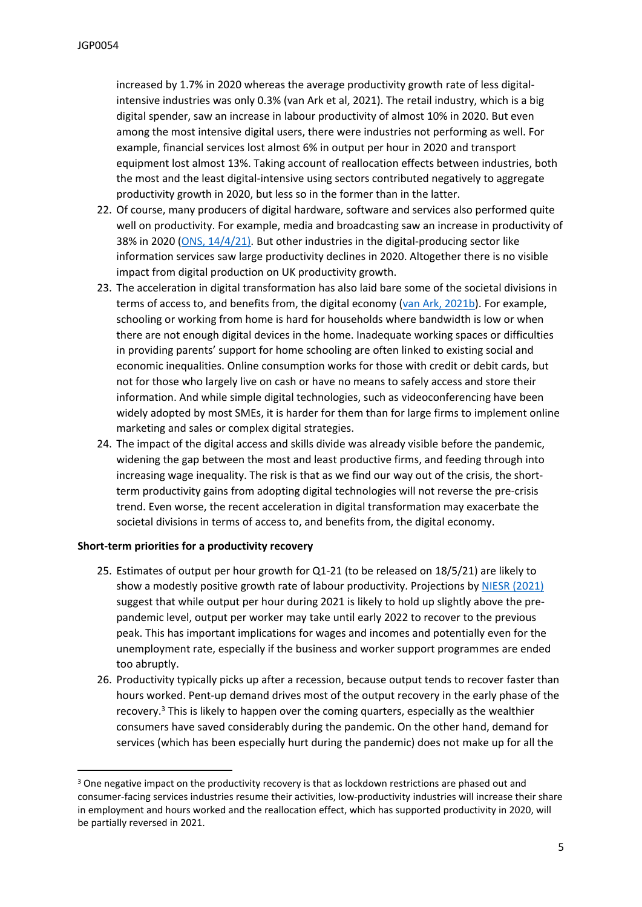increased by 1.7% in 2020 whereas the average productivity growth rate of less digital-intensive industries was only 0.3% (van Ark et al, 2021). The retail industry, which is a big digital spender, saw an increase in labour productivity of almost 10% in 2020. But even among the most intensive digital users, there were industries not performing as well. For example, financial services lost almost 6% in output per hour in 2020 and transport equipment lost almost 13%. Taking account of reallocation effects between industries, both the most and the least digital-intensive using sectors contributed negatively to aggregate productivity growth in 2020, but less so in the former than in the latter.

22. Of course, many producers of digital hardware, software and services also performed quite well on productivity. For example, media and broadcasting saw an increase in productivity of 38% in 2020 (ONS, 14/4/21). But other industries in the digital-producing sector like information services saw large productivity declines in 2020. Altogether there is no visible impact from digital production on UK productivity growth.
23. The acceleration in digital transformation has also laid bare some of the societal divisions in terms of access to, and benefits from, the digital economy (van Ark, 2021b). For example, schooling or working from home is hard for households where bandwidth is low or when there are not enough digital devices in the home. Inadequate working spaces or difficulties in providing parents' support for home schooling are often linked to existing social and economic inequalities. Online consumption works for those with credit or debit cards, but not for those who largely live on cash or have no means to safely access and store their information. And while simple digital technologies, such as videoconferencing have been widely adopted by most SMEs, it is harder for them than for large firms to implement online marketing and sales or complex digital strategies.
24. The impact of the digital access and skills divide was already visible before the pandemic, widening the gap between the most and least productive firms, and feeding through into increasing wage inequality. The risk is that as we find our way out of the crisis, the short-term productivity gains from adopting digital technologies will not reverse the pre-crisis trend. Even worse, the recent acceleration in digital transformation may exacerbate the societal divisions in terms of access to, and benefits from, the digital economy.

**Short-term priorities for a productivity recovery**

25. Estimates of output per hour growth for Q1-21 (to be released on 18/5/21) are likely to show a modestly positive growth rate of labour productivity. Projections by NIESR (2021) suggest that while output per hour during 2021 is likely to hold up slightly above the pre-pandemic level, output per worker may take until early 2022 to recover to the previous peak. This has important implications for wages and incomes and potentially even for the unemployment rate, especially if the business and worker support programmes are ended too abruptly.
26. Productivity typically picks up after a recession, because output tends to recover faster than hours worked. Pent-up demand drives most of the output recovery in the early phase of the recovery.[3] This is likely to happen over the coming quarters, especially as the wealthier consumers have saved considerably during the pandemic. On the other hand, demand for services (which has been especially hurt during the pandemic) does not make up for all the

[3] One negative impact on the productivity recovery is that as lockdown restrictions are phased out and consumer-facing services industries resume their activities, low-productivity industries will increase their share in employment and hours worked and the reallocation effect, which has supported productivity in 2020, will be partially reversed in 2021.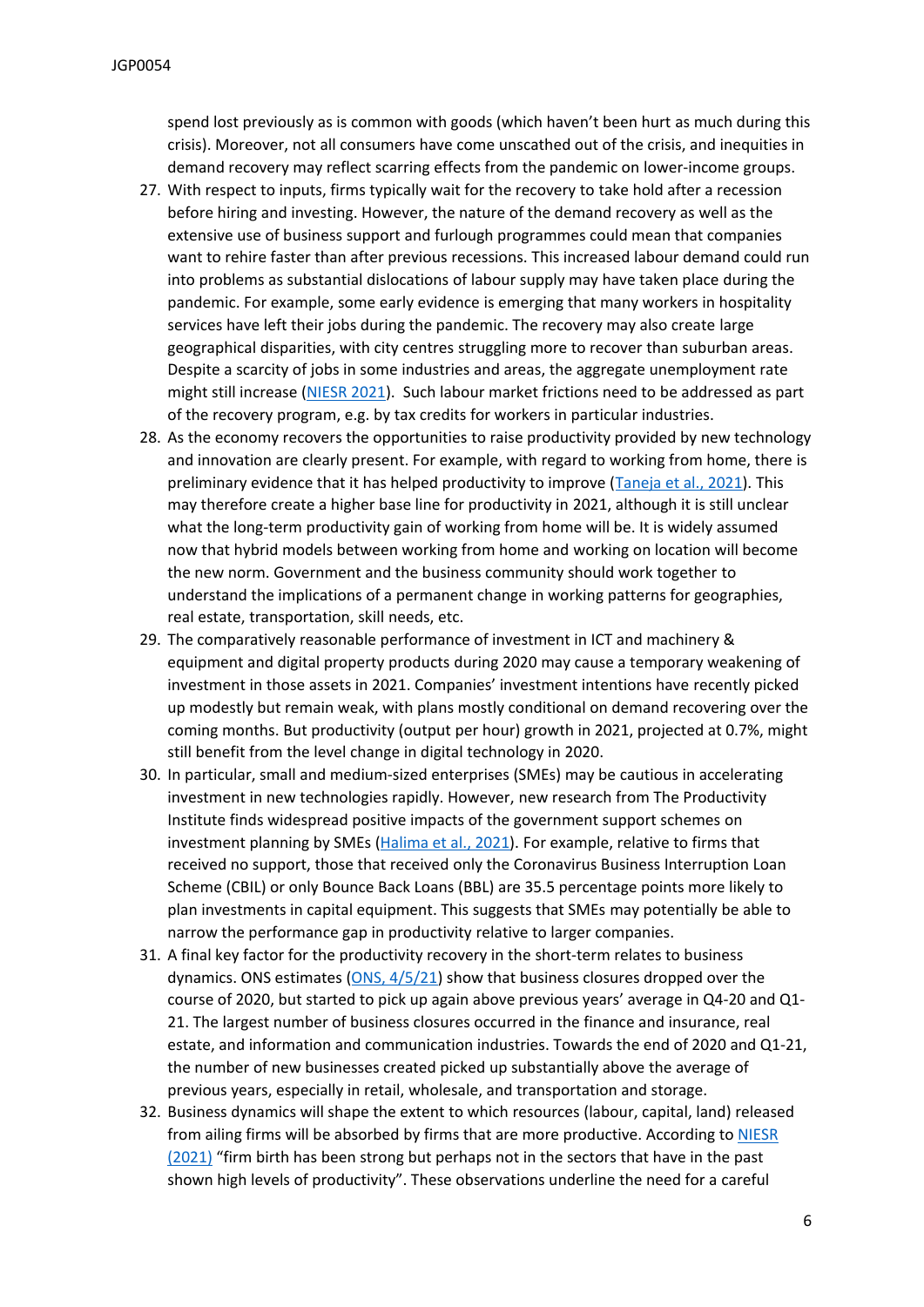spend lost previously as is common with goods (which haven't been hurt as much during this crisis). Moreover, not all consumers have come unscathed out of the crisis, and inequities in demand recovery may reflect scarring effects from the pandemic on lower-income groups.

27. With respect to inputs, firms typically wait for the recovery to take hold after a recession before hiring and investing. However, the nature of the demand recovery as well as the extensive use of business support and furlough programmes could mean that companies want to rehire faster than after previous recessions. This increased labour demand could run into problems as substantial dislocations of labour supply may have taken place during the pandemic. For example, some early evidence is emerging that many workers in hospitality services have left their jobs during the pandemic. The recovery may also create large geographical disparities, with city centres struggling more to recover than suburban areas. Despite a scarcity of jobs in some industries and areas, the aggregate unemployment rate might still increase (NIESR 2021). Such labour market frictions need to be addressed as part of the recovery program, e.g. by tax credits for workers in particular industries.
28. As the economy recovers the opportunities to raise productivity provided by new technology and innovation are clearly present. For example, with regard to working from home, there is preliminary evidence that it has helped productivity to improve (Taneja et al., 2021). This may therefore create a higher base line for productivity in 2021, although it is still unclear what the long-term productivity gain of working from home will be. It is widely assumed now that hybrid models between working from home and working on location will become the new norm. Government and the business community should work together to understand the implications of a permanent change in working patterns for geographies, real estate, transportation, skill needs, etc.
29. The comparatively reasonable performance of investment in ICT and machinery & equipment and digital property products during 2020 may cause a temporary weakening of investment in those assets in 2021. Companies' investment intentions have recently picked up modestly but remain weak, with plans mostly conditional on demand recovering over the coming months. But productivity (output per hour) growth in 2021, projected at 0.7%, might still benefit from the level change in digital technology in 2020.
30. In particular, small and medium-sized enterprises (SMEs) may be cautious in accelerating investment in new technologies rapidly. However, new research from The Productivity Institute finds widespread positive impacts of the government support schemes on investment planning by SMEs (Halima et al., 2021). For example, relative to firms that received no support, those that received only the Coronavirus Business Interruption Loan Scheme (CBIL) or only Bounce Back Loans (BBL) are 35.5 percentage points more likely to plan investments in capital equipment. This suggests that SMEs may potentially be able to narrow the performance gap in productivity relative to larger companies.
31. A final key factor for the productivity recovery in the short-term relates to business dynamics. ONS estimates (ONS, 4/5/21) show that business closures dropped over the course of 2020, but started to pick up again above previous years' average in Q4-20 and Q1-21. The largest number of business closures occurred in the finance and insurance, real estate, and information and communication industries. Towards the end of 2020 and Q1-21, the number of new businesses created picked up substantially above the average of previous years, especially in retail, wholesale, and transportation and storage.
32. Business dynamics will shape the extent to which resources (labour, capital, land) released from ailing firms will be absorbed by firms that are more productive. According to NIESR (2021) "firm birth has been strong but perhaps not in the sectors that have in the past shown high levels of productivity". These observations underline the need for a careful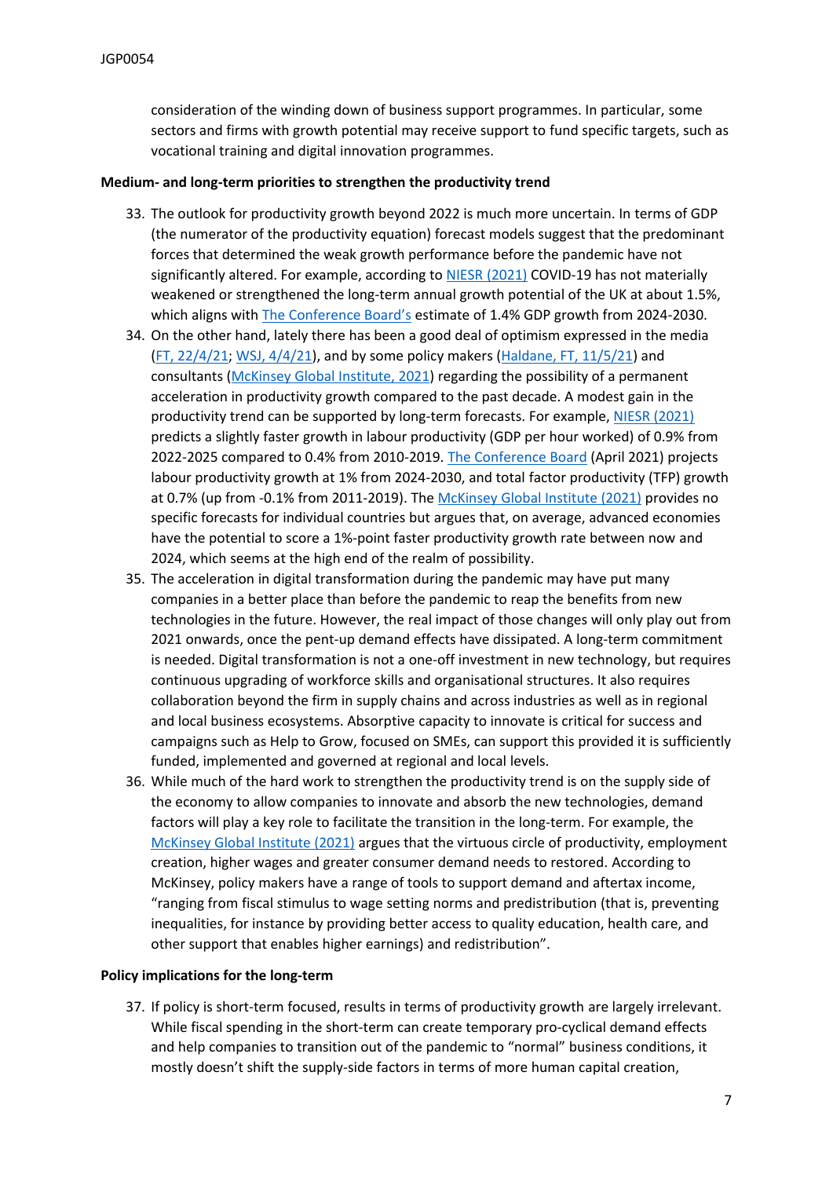consideration of the winding down of business support programmes. In particular, some sectors and firms with growth potential may receive support to fund specific targets, such as vocational training and digital innovation programmes.

**Medium- and long-term priorities to strengthen the productivity trend**

33. The outlook for productivity growth beyond 2022 is much more uncertain. In terms of GDP (the numerator of the productivity equation) forecast models suggest that the predominant forces that determined the weak growth performance before the pandemic have not significantly altered. For example, according to NIESR (2021) COVID-19 has not materially weakened or strengthened the long-term annual growth potential of the UK at about 1.5%, which aligns with The Conference Board's estimate of 1.4% GDP growth from 2024-2030.
34. On the other hand, lately there has been a good deal of optimism expressed in the media (FT, 22/4/21; WSJ, 4/4/21), and by some policy makers (Haldane, FT, 11/5/21) and consultants (McKinsey Global Institute, 2021) regarding the possibility of a permanent acceleration in productivity growth compared to the past decade. A modest gain in the productivity trend can be supported by long-term forecasts. For example, NIESR (2021) predicts a slightly faster growth in labour productivity (GDP per hour worked) of 0.9% from 2022-2025 compared to 0.4% from 2010-2019. The Conference Board (April 2021) projects labour productivity growth at 1% from 2024-2030, and total factor productivity (TFP) growth at 0.7% (up from -0.1% from 2011-2019). The McKinsey Global Institute (2021) provides no specific forecasts for individual countries but argues that, on average, advanced economies have the potential to score a 1%-point faster productivity growth rate between now and 2024, which seems at the high end of the realm of possibility.
35. The acceleration in digital transformation during the pandemic may have put many companies in a better place than before the pandemic to reap the benefits from new technologies in the future. However, the real impact of those changes will only play out from 2021 onwards, once the pent-up demand effects have dissipated. A long-term commitment is needed. Digital transformation is not a one-off investment in new technology, but requires continuous upgrading of workforce skills and organisational structures. It also requires collaboration beyond the firm in supply chains and across industries as well as in regional and local business ecosystems. Absorptive capacity to innovate is critical for success and campaigns such as Help to Grow, focused on SMEs, can support this provided it is sufficiently funded, implemented and governed at regional and local levels.
36. While much of the hard work to strengthen the productivity trend is on the supply side of the economy to allow companies to innovate and absorb the new technologies, demand factors will play a key role to facilitate the transition in the long-term. For example, the McKinsey Global Institute (2021) argues that the virtuous circle of productivity, employment creation, higher wages and greater consumer demand needs to restored. According to McKinsey, policy makers have a range of tools to support demand and aftertax income, "ranging from fiscal stimulus to wage setting norms and predistribution (that is, preventing inequalities, for instance by providing better access to quality education, health care, and other support that enables higher earnings) and redistribution".

**Policy implications for the long-term**

37. If policy is short-term focused, results in terms of productivity growth are largely irrelevant. While fiscal spending in the short-term can create temporary pro-cyclical demand effects and help companies to transition out of the pandemic to "normal" business conditions, it mostly doesn't shift the supply-side factors in terms of more human capital creation,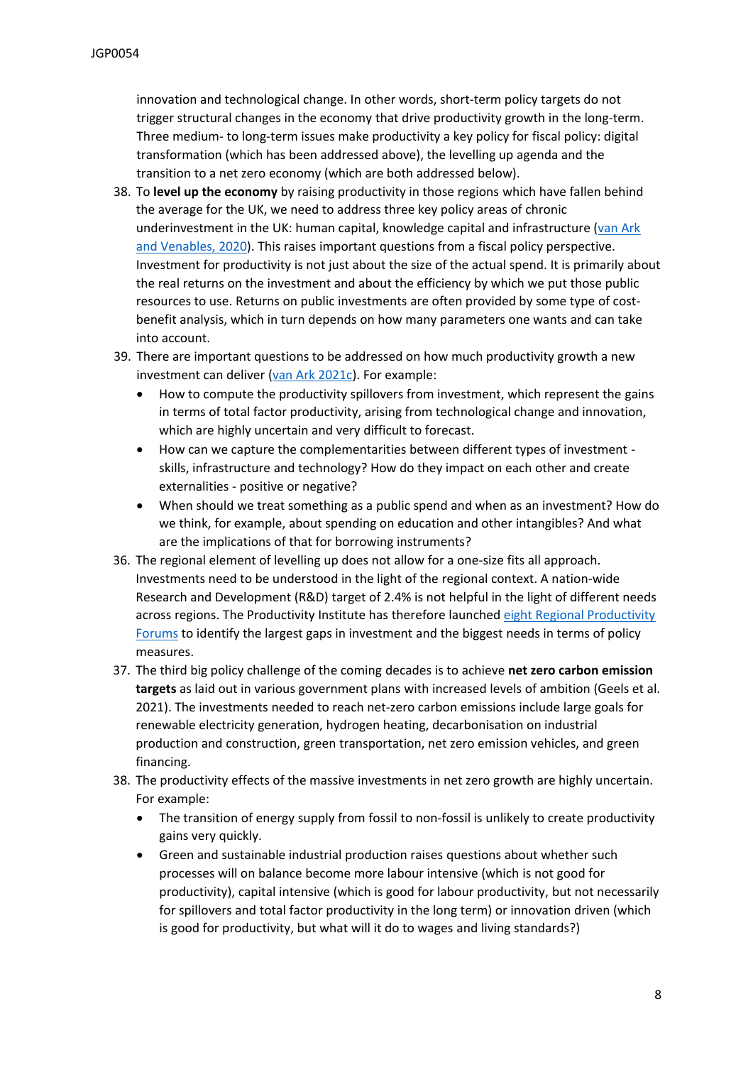innovation and technological change. In other words, short-term policy targets do not trigger structural changes in the economy that drive productivity growth in the long-term. Three medium- to long-term issues make productivity a key policy for fiscal policy: digital transformation (which has been addressed above), the levelling up agenda and the transition to a net zero economy (which are both addressed below).

38. To **level up the economy** by raising productivity in those regions which have fallen behind the average for the UK, we need to address three key policy areas of chronic underinvestment in the UK: human capital, knowledge capital and infrastructure (van Ark and Venables, 2020). This raises important questions from a fiscal policy perspective. Investment for productivity is not just about the size of the actual spend. It is primarily about the real returns on the investment and about the efficiency by which we put those public resources to use. Returns on public investments are often provided by some type of cost-benefit analysis, which in turn depends on how many parameters one wants and can take into account.
39. There are important questions to be addressed on how much productivity growth a new investment can deliver (van Ark 2021c). For example:
    - How to compute the productivity spillovers from investment, which represent the gains in terms of total factor productivity, arising from technological change and innovation, which are highly uncertain and very difficult to forecast.
    - How can we capture the complementarities between different types of investment - skills, infrastructure and technology? How do they impact on each other and create externalities - positive or negative?
    - When should we treat something as a public spend and when as an investment? How do we think, for example, about spending on education and other intangibles? And what are the implications of that for borrowing instruments?
36. The regional element of levelling up does not allow for a one-size fits all approach. Investments need to be understood in the light of the regional context. A nation-wide Research and Development (R&D) target of 2.4% is not helpful in the light of different needs across regions. The Productivity Institute has therefore launched eight Regional Productivity Forums to identify the largest gaps in investment and the biggest needs in terms of policy measures.
37. The third big policy challenge of the coming decades is to achieve **net zero carbon emission targets** as laid out in various government plans with increased levels of ambition (Geels et al. 2021). The investments needed to reach net-zero carbon emissions include large goals for renewable electricity generation, hydrogen heating, decarbonisation on industrial production and construction, green transportation, net zero emission vehicles, and green financing.
38. The productivity effects of the massive investments in net zero growth are highly uncertain. For example:
    - The transition of energy supply from fossil to non-fossil is unlikely to create productivity gains very quickly.
    - Green and sustainable industrial production raises questions about whether such processes will on balance become more labour intensive (which is not good for productivity), capital intensive (which is good for labour productivity, but not necessarily for spillovers and total factor productivity in the long term) or innovation driven (which is good for productivity, but what will it do to wages and living standards?)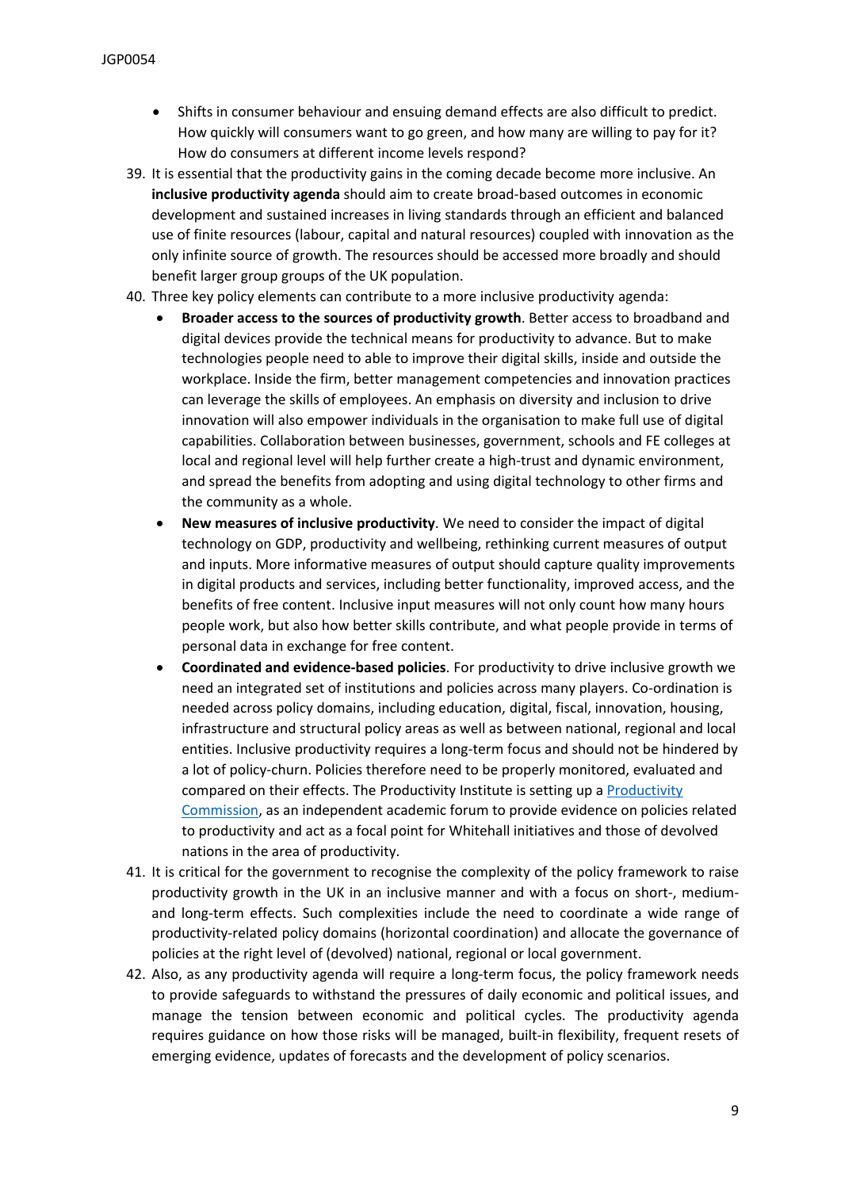- Shifts in consumer behaviour and ensuing demand effects are also difficult to predict. How quickly will consumers want to go green, and how many are willing to pay for it? How do consumers at different income levels respond?

39. It is essential that the productivity gains in the coming decade become more inclusive. An **inclusive productivity agenda** should aim to create broad-based outcomes in economic development and sustained increases in living standards through an efficient and balanced use of finite resources (labour, capital and natural resources) coupled with innovation as the only infinite source of growth. The resources should be accessed more broadly and should benefit larger group groups of the UK population.

40. Three key policy elements can contribute to a more inclusive productivity agenda:
    - **Broader access to the sources of productivity growth**. Better access to broadband and digital devices provide the technical means for productivity to advance. But to make technologies people need to able to improve their digital skills, inside and outside the workplace. Inside the firm, better management competencies and innovation practices can leverage the skills of employees. An emphasis on diversity and inclusion to drive innovation will also empower individuals in the organisation to make full use of digital capabilities. Collaboration between businesses, government, schools and FE colleges at local and regional level will help further create a high-trust and dynamic environment, and spread the benefits from adopting and using digital technology to other firms and the community as a whole.
    - **New measures of inclusive productivity**. We need to consider the impact of digital technology on GDP, productivity and wellbeing, rethinking current measures of output and inputs. More informative measures of output should capture quality improvements in digital products and services, including better functionality, improved access, and the benefits of free content. Inclusive input measures will not only count how many hours people work, but also how better skills contribute, and what people provide in terms of personal data in exchange for free content.
    - **Coordinated and evidence-based policies**. For productivity to drive inclusive growth we need an integrated set of institutions and policies across many players. Co-ordination is needed across policy domains, including education, digital, fiscal, innovation, housing, infrastructure and structural policy areas as well as between national, regional and local entities. Inclusive productivity requires a long-term focus and should not be hindered by a lot of policy-churn. Policies therefore need to be properly monitored, evaluated and compared on their effects. The Productivity Institute is setting up a Productivity Commission, as an independent academic forum to provide evidence on policies related to productivity and act as a focal point for Whitehall initiatives and those of devolved nations in the area of productivity.

41. It is critical for the government to recognise the complexity of the policy framework to raise productivity growth in the UK in an inclusive manner and with a focus on short-, medium- and long-term effects. Such complexities include the need to coordinate a wide range of productivity-related policy domains (horizontal coordination) and allocate the governance of policies at the right level of (devolved) national, regional or local government.

42. Also, as any productivity agenda will require a long-term focus, the policy framework needs to provide safeguards to withstand the pressures of daily economic and political issues, and manage the tension between economic and political cycles. The productivity agenda requires guidance on how those risks will be managed, built-in flexibility, frequent resets of emerging evidence, updates of forecasts and the development of policy scenarios.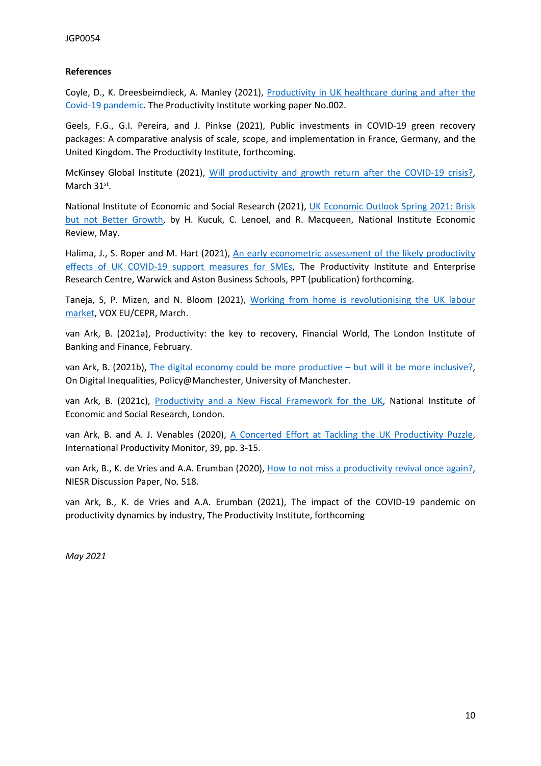**References**

Coyle, D., K. Dreesbeimdieck, A. Manley (2021), Productivity in UK healthcare during and after the Covid-19 pandemic. The Productivity Institute working paper No.002.

Geels, F.G., G.I. Pereira, and J. Pinkse (2021), Public investments in COVID-19 green recovery packages: A comparative analysis of scale, scope, and implementation in France, Germany, and the United Kingdom. The Productivity Institute, forthcoming.

McKinsey Global Institute (2021), Will productivity and growth return after the COVID-19 crisis?, March 31st.

National Institute of Economic and Social Research (2021), UK Economic Outlook Spring 2021: Brisk but not Better Growth, by H. Kucuk, C. Lenoel, and R. Macqueen, National Institute Economic Review, May.

Halima, J., S. Roper and M. Hart (2021), An early econometric assessment of the likely productivity effects of UK COVID-19 support measures for SMEs, The Productivity Institute and Enterprise Research Centre, Warwick and Aston Business Schools, PPT (publication) forthcoming.

Taneja, S, P. Mizen, and N. Bloom (2021), Working from home is revolutionising the UK labour market, VOX EU/CEPR, March.

van Ark, B. (2021a), Productivity: the key to recovery, Financial World, The London Institute of Banking and Finance, February.

van Ark, B. (2021b), The digital economy could be more productive – but will it be more inclusive?, On Digital Inequalities, Policy@Manchester, University of Manchester.

van Ark, B. (2021c), Productivity and a New Fiscal Framework for the UK, National Institute of Economic and Social Research, London.

van Ark, B. and A. J. Venables (2020), A Concerted Effort at Tackling the UK Productivity Puzzle, International Productivity Monitor, 39, pp. 3-15.

van Ark, B., K. de Vries and A.A. Erumban (2020), How to not miss a productivity revival once again?, NIESR Discussion Paper, No. 518.

van Ark, B., K. de Vries and A.A. Erumban (2021), The impact of the COVID-19 pandemic on productivity dynamics by industry, The Productivity Institute, forthcoming

*May 2021*